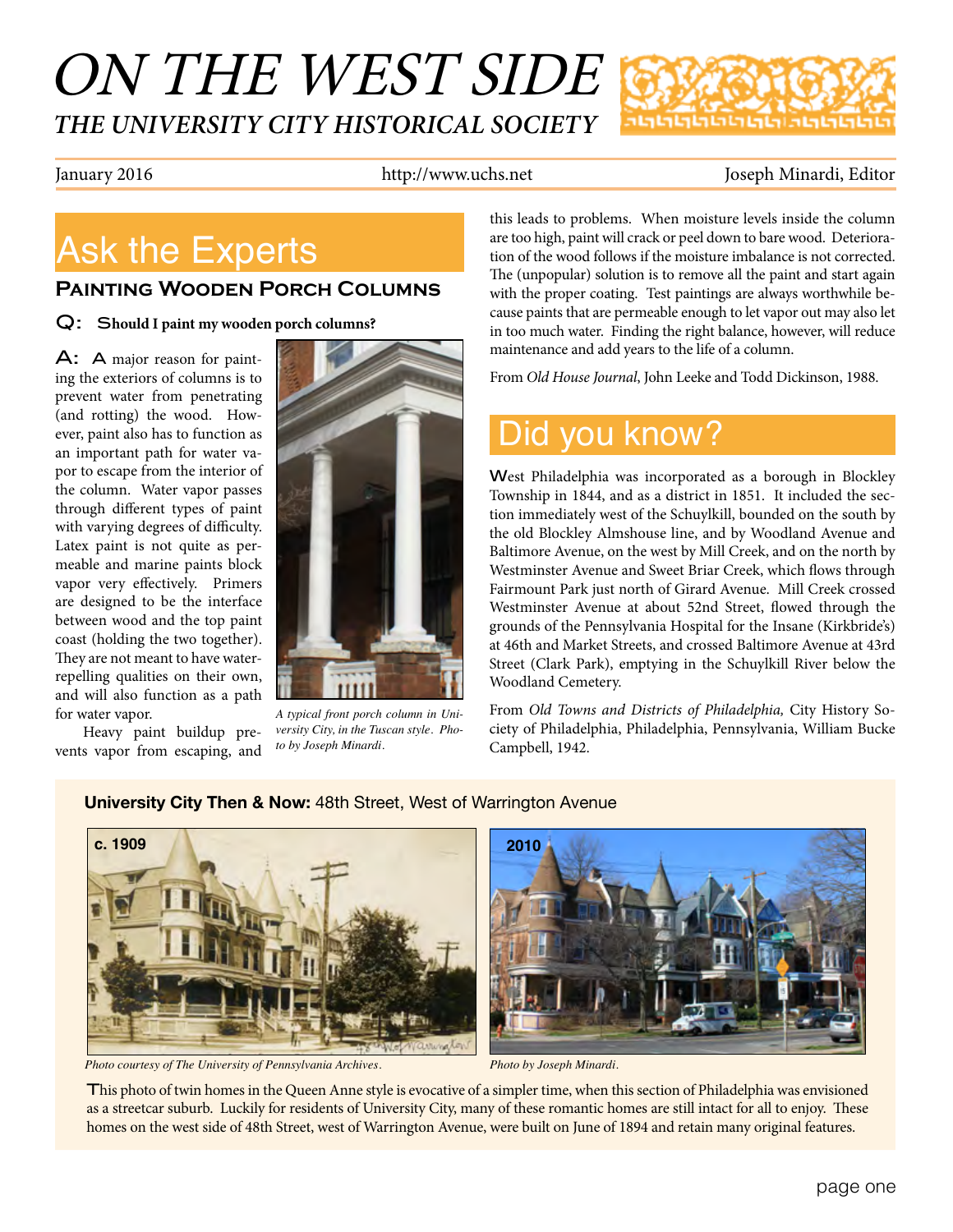# ON THE WEST SIDE

## THE UNIVERSITY CITY HISTORICAL SOCIETY

January 2016 | http://www.uchs.net | Joseph Minardi, Editor

## Ask the Experts

### Painting Wooden Porch Columns

**Q: Should I paint my wooden porch columns?**

**A:** A major reason for painting the exteriors of columns is to prevent water from penetrating (and rotting) the wood. However, paint also has to function as an important path for water vapor to escape from the interior of the column. Water vapor passes through different types of paint with varying degrees of difficulty. Latex paint is not quite as permeable and marine paints block vapor very effectively. Primers are designed to be the interface between wood and the top paint coast (holding the two together). They are not meant to have water-repelling qualities on their own, and will also function as a path for water vapor.

Heavy paint buildup prevents vapor from escaping, and this leads to problems. When moisture levels inside the column are too high, paint will crack or peel down to bare wood. Deterioration of the wood follows if the moisture imbalance is not corrected. The (unpopular) solution is to remove all the paint and start again with the proper coating. Test paintings are always worthwhile because paints that are permeable enough to let vapor out may also let in too much water. Finding the right balance, however, will reduce maintenance and add years to the life of a column.

*A typical front porch column in University City, in the Tuscan style. Photo by Joseph Minardi.*

From *Old House Journal*, John Leeke and Todd Dickinson, 1988.

## Did you know?

West Philadelphia was incorporated as a borough in Blockley Township in 1844, and as a district in 1851. It included the section immediately west of the Schuylkill, bounded on the south by the old Blockley Almshouse line, and by Woodland Avenue and Baltimore Avenue, on the west by Mill Creek, and on the north by Westminster Avenue and Sweet Briar Creek, which flows through Fairmount Park just north of Girard Avenue. Mill Creek crossed Westminster Avenue at about 52nd Street, flowed through the grounds of the Pennsylvania Hospital for the Insane (Kirkbride's) at 46th and Market Streets, and crossed Baltimore Avenue at 43rd Street (Clark Park), emptying in the Schuylkill River below the Woodland Cemetery.

From *Old Towns and Districts of Philadelphia,* City History Society of Philadelphia, Philadelphia, Pennsylvania, William Bucke Campbell, 1942.

**University City Then & Now:** 48th Street, West of Warrington Avenue

c. 1909

*Photo courtesy of The University of Pennsylvania Archives.*

2010

*Photo by Joseph Minardi.*

This photo of twin homes in the Queen Anne style is evocative of a simpler time, when this section of Philadelphia was envisioned as a streetcar suburb. Luckily for residents of University City, many of these romantic homes are still intact for all to enjoy. These homes on the west side of 48th Street, west of Warrington Avenue, were built on June of 1894 and retain many original features.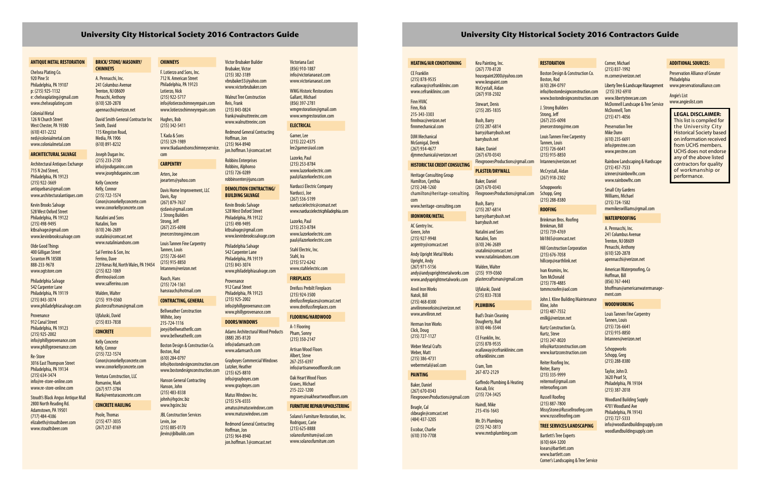# University City Historical Society 2016 Contractors Guide

## ANTIQUE METAL RESTORATION

Chelsea Plating Co.
920 Pine St
Philadelphia, PA 19107
p: (215) 925-1132
e: chelseaplating@gmail.com
www.chelseaplating.com

Colonial Metal
126 N Church Street
West Chester, PA 19380
(610) 431-2232
ned@colonialmetal.com
www.colonialmetal.com

## ARCHITECTURAL SALVAGE

Architectural Antiques Exchange
715 N 2nd Street,
Philadelphia, PA 19123
(215) 922-3669
antiquebars@gmail.com
www.architecturalantiques.com

Kevin Brooks Salvage
528 West Oxford Street
Philadelphia, PA 19122
(215) 498-9495
ktbsalvage@gmail.com
www.kevinbrookssalvage.com

Olde Good Things
400 Gilligan Street
Scranton PA 18508
888-233-9678
www.ogtstore.com

Philadelphia Salvage
542 Carpenter Lane
Philadelphia, PA 19119
(215) 843-3074
www.philadelphiasalvage.com

Provenance
912 Canal Street
Philadelphia, PA 19123
(215) 925-2002
info@phillyprovenance.com
www.phillyprovenance.com

Re-Store
3016 East Thompson Street
Philadelphia, PA 19134
(215) 634-3474
info@re-store-online.com
www.re-store-online.com

Stoudt's Black Angus Antique Mall
2800 North Reading Rd.
Adamstown, PA 19501
(717) 484-4386
elizabeth@stoudtsbeer.com
www.stoudtsbeer.com

## BRICK/ STONE/ MASONRY/ CHIMNEYS

A. Pennacchi, Inc.
241 Columbus Avenue
Trenton, NJ 08609
Penacchi, Anthony
(610) 520-2878
apennacchi@verizon.net

David Smith General Contractor Inc
Smith, David
115 Kingston Road,
Media, PA 1906
(610) 891-8232

Joseph Dugan Inc.
(215) 233-2150
info@josduganinc.com
www.josephduganinc.com

Kelly Concrete
Kelly, Connor
(215) 722-1574
Conor@conorkellyconcrete.com
www.conorkellyconcrete.com

Natalini and Sons
Natalini, Tom
(610) 246-2689
snatalini@comcast.net
www.nataliniandsons.com

Sal Ferrino & Son, Inc
Ferrino, Dave
229 Kenas Rd, North Wales, PA 19454
(215) 822-1069
dferrino@aol.com
www.salferrino.com

Walden, Walter
(215) 919-0360
plastercraftsman@gmail.com

Ujfaluski, David
(215) 833-7838

## CONCRETE

Kelly Concrete
Kelly, Connor
(215) 722-1574
Conor@conorkellyconcrete.com
www.conorkellyconcrete.com

Ventura Construction, LLC
Romaniw, Mark
(267) 977-3784
Mark@venturaconcrete.com

## CONCRETE HAULING

Poole, Thomas
(215) 477-3035
(267) 237-8169

## CHIMNEYS

F. Lotierzo and Sons, Inc.
712 N. American Street
Philadelphia, PA 19123
Lotierzo, Nick
(215) 922-5717
info@lotierzochimneyrepairs.com
www.lotierzochimneyrepairs.com

Hughes, Bob
(215) 342-5411

T. Kada & Sons
(215) 329-1989
www.tkadaandsonschimneyservice.com

## CARPENTRY

Arters, Joe
joearters@yahoo.com

Davis Home Improvement, LLC
Davis, Ray
(267) 879-7637
rjcdavis@gmail.com
J. Strong Builders
Strong, Jeff
(267) 235-6098
jmercerstrong@me.com

Louis Tannen Fine Carpentry
Tannen, Louis
(215) 726-6641
(215) 915-8850
lntannen@verizon.net

Rauch, Hans
(215) 724-1361
hansrauch@hotmail.com

## CONTRACTING, GENERAL

Bellweather Construction
Wilhite, Joey
215-724-1116
joey@bellweatherllc.com
www.bellweatherllc.com

Boston Design & Construction Co.
Boston, Rod
(610) 284-0797
info@bostondesignconstruction.com
www.bostondesignconstruction.com

Hanson General Contracting
Hanson, John
(215) 483-8338
johnh@hgcinc.biz
www.hgcinc.biz

JBL Construction Services
Levin, Joe
(215) 885-0170
jlevin@jblbuilds.com

Victor Brubaker Builder
Brubaker, Victor
(215) 382-3189
vbrubaker33@yahoo.com
www.victorbrubaker.com

Walnut Tree Construction
Reis, Frank
(215) 843-0824
frank@walnuttreeinc.com
www.walnuttreeinc.com

Redmond General Contracting
Hoffman, Jon
(215) 964-8940
jon.hoffman.1@comcast.net

Robbins Enterprises
Robbins, Alphonso
(215) 726-0289
robbinsenter@juno.com

## DEMOLITION CONTRACTING/ BUILDING SALVAGE

Kevin Brooks Salvage
528 West Oxford Street
Philadelphia, PA 19122
(215) 498-9495
ktbsalvage@gmail.com
www.kevinbrookssalvage.com

Philadelphia Salvage
542 Carpenter Lane
Philadelphia, PA 19119
(215) 843-3074
www.philadelphiasalvage.com

Provenance
912 Canal Street
Philadelphia, PA 19123
(215) 925-2002
info@phillyprovenance.com
www.phillyprovenance.com

## DOORS/WINDOWS

Adams Architectural Wood Products
(888) 285-8120
info@adamsarch.com
www.adamsarch.com

Grayboyes Commercial Windows
Lutzker, Heather
(215) 625-8810
info@grayboyes.com
www.grayboyes.com

Matus Windows Inc.
(215) 576-6555
amatus@matuswindows.com
www.matuswindows.com

Redmond General Contracting
Hoffman, Jon
(215) 964-8940
jon.hoffman.1@comcast.net

Victoriana East
(856) 910-1887
info@victorianaeast.com
www.victorianaeast.com

WMG Historic Restorations
Gallant, Michael
(856) 397-2781
wmgrestoration@gmail.com
www.wmgrestoration.com

## ELECTRICAL

Garner, Lee
(215) 222-4375
lee2garner@aol.com

Lazorko, Paul
(215) 253-8784
www.lazorkoelectric.com
paul@lazorkoelectric.com

Narducci Electric Company
Narducci, Joe
(267) 536-5199
narduccielectric@comast.net
www.narduccielectricphiladephia.com

Lazorko, Paul
(215) 253-8784
www.lazorkoelectric.com
paul@lazorkoelectric.com

Stahl Electric, Inc.
Stahl, Ira
(215) 572-6242
www.stahlelectric.com

## FIREPLACES

Dreifuss Prebilt Fireplaces
(215) 924-3500
dreifussfireplaces@comcast.net
www.dreifussfireplaces.com

## FLOORING/HARDWOOD

A-1 Flooring
Pham, Sonny
(215) 350-2147

Artisan Wood Floors
Albert, Steve
267-255-6397
info@artisanwoodfloorsllc.com

Oak Heart Wood Floors
Graves, Michael
215-222-1200
mgraves@oakheartwoodfloors.com

## FURNITURE REPAIR/UPHOLSTERING

Solano's Furniture Restoration, Inc.
Rodriguez, Carie
(215) 625-8888
solanosfurniture@aol.com
www.solanosfurniture.com

## HEATING/AIR CONDITIONING

CE Franklin
(215) 878-9535
ecallaway@cefranklininc.com
www.cefranklininc.com

Finn HVAC
Finn, Rick
215-343-3303
finnhvac@verizon.net
finnmechanical.com

DJM Mechanical
McGonigal, Derek
(267) 934-4677
djmmechanical@verizon.net

## HISTORIC TAX CREDIT CONSULTING

Heritage Consulting Group
Hamilton, Cynthia
(215) 248-1260
chamilton@heritage-consulting.com
www.heritage-consulting.com

## IRONWORK/METAL

AC Gentry Inc.
Green, John
(215) 927-9948
acgentry@comcast.net

Andy Upright Metal Works
Upright, Andy
(267) 971-5156
andy@andyuprightmetalworks.com
www.andyuprightmetalworks.com

Anvil Iron Works
Natoli, Bill
(215) 468-8300
anvilironworksinc@verizon.net
www.anviliron.net

Herman Iron Works
Click, Doug
(215) 727-1127

Weber Metal Crafts
Weber, Matt
(215) 386-4731
webermetal@aol.com

## PAINTING

Baker, Daniel
(267) 670-0343
FlexgroovesProductions@gmail.com

Beagle, Cal
ckbeagle@comcast.net
(484) 437-3205

Escobar, Charlie
(610) 310-7708

Keu Painting, Inc.
(267) 770-8120
housepaint2000@yahoo.com
www.keupaint.com
McCrystall, Aidan
(267) 918-2302

Stewart, Denis
(215) 285-1835

Bush, Barry
(215) 287-6814
barry@barrybush.net
barrybush.net

Baker, Daniel
(267) 670-0343
FlexgroovesProductions@gmail.com

## PLASTER/DRYWALL

Baker, Daniel
(267) 670-0343
FlexgroovesProductions@gmail.com

Bush, Barry
(215) 287-6814
barry@barrybush.net
barrybush.net

Natalini and Sons
Natalini, Tom
(610) 246-2689
snatalini@comcast.net
www.nataliniandsons.com

Walden, Walter
(215) 919-0360
plastercraftsman@gmail.com

Ujfaluski, David
(215) 833-7838

## PLUMBING

Bud's Drain Cleaning
Dougherty, Bud
(610) 446-5544

CE Franklin, Inc.
(215) 878-9535
ecallaway@cefranklininc.com
cefranklininc.com

Cram, Tom
267-872-2129

Goffredo Plumbing & Heating
Kassab, Eric
(215) 724-3425

Haindl, Mike
215-416-1643

Mr. D's Plumbing
(215) 742-3813
www.mrdsplumbing.com

## RESTORATION

Boston Design & Construction Co.
Boston, Rod
(610) 284-0797
info@bostondesignconstruction.com
www.bostondesignconstruction.com

J. Strong Builders
Strong, Jeff
(267) 235-6098
jmercerstrong@me.com

Louis Tannen Fine Carpentry
Tannen, Louis
(215) 726-6641
(215) 915-8850
lntannen@verizon.net

McCrystall, Aidan
(267) 918-2302

Schoppworks
Schopp, Greg
(215) 288-8380

## ROOFING

Brinkman Bros. Roofing
Brinkman, Bill
(215) 739-4769
bb1865@comcast.net

Hill Construction Corporation
(215) 676-7058
hillcorp@earthlink.net

Ivan Krumins, Inc.
Tom McDonald
(215) 778-4885
tommcroofer@aol.com

John J. Kline Building Maintenance
Kline, John
(215) 487-7552
enilkjj@verizon.net

Kurtz Construction Co.
Kurtz, Steve
(215) 247-8020
info@kurtzconstruction.com
www.kurtzconstruction.com

Reiter Roofing Inc.
Reiter, Barry
(215) 335-9999
reiterroof@gmail.com
reiteroofing.com

Russell Roofing
(215) 887-7800
MissyStone@Russellroofing.com
www.russellroofing.com

## TREE SERVICES/LANDSCAPING

Bartlett's Tree Experts
(610) 664-3200
ksears@bartlett.com
www.bartlett.com
Corner's Landscaping & Tree Service

Corner, Michael
(215) 837-1992
m.corner@verizon.net

Liberty Tree & Landscape Management
(215) 392-6910
www.libertytreecare.com
McDonnell Landscape & Tree Service
McDonnell, Tom
(215) 471-4056

Preservation Tree
Mike Dunn
(610) 235-6691
info@prestree.com
www.prestree.com

Rainbow Landscaping & Hardscape
(215) 457-7533
izinner@rainbowlhc.com
www.rainbowlhc.com

Small City Gardens
Williams, Michael
(215) 724-1582
mwmikeswilliams@gmail.com

## WATERPROOFING

A. Pennacchi, Inc.
241 Columbus Avenue
Trenton, NJ 08609
Penacchi, Anthony
(610) 520-2878
apennacchi@verizon.net

American Waterproofing, Co
Hoffman, Bill
(856) 767-4443
bhoffman@americanwatermanagement.com

## WOODWORKING

Louis Tannen Fine Carpentry
Tannen, Louis
(215) 726-6641
(215) 915-8850
lntannen@verizon.net

Schoppworks
Schopp, Greg
(215) 288-8380

Taylor, John D.
3620 Pearl St,
Philadelphia, PA 19104
(215) 387-2018

Woodland Building Supply
4701 Woodland Ave
Philadelphia, PA 19143
(215) 727-5333
info@woodlandbuildingsupply.com
woodlandbuildingsupply.com

## ADDITIONAL SOURCES:

Preservation Alliance of Greater Philadelphia
www.preservationalliance.com

Angie's List
www.angieslist.com

**LEGAL DISCLAIMER:**
This list is compiled for the University City Historical Society based on information received from UCHS members. UCHS does not endorse any of the above listed contractors for quality of workmanship or performance.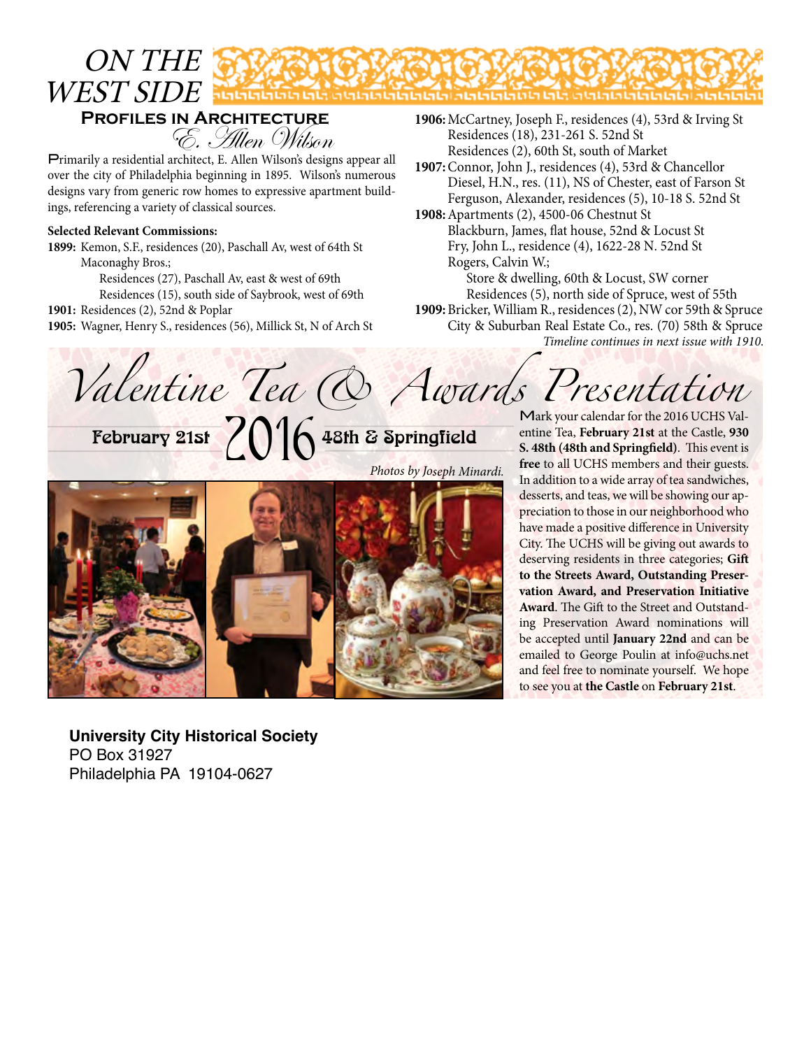# ON THE WEST SIDE

## Profiles in Architecture

### E. Allen Wilson

Primarily a residential architect, E. Allen Wilson's designs appear all over the city of Philadelphia beginning in 1895. Wilson's numerous designs vary from generic row homes to expressive apartment buildings, referencing a variety of classical sources.

**Selected Relevant Commissions:**

**1899:** Kemon, S.F., residences (20), Paschall Av, west of 64th St
Maconaghy Bros.;
Residences (27), Paschall Av, east & west of 69th
Residences (15), south side of Saybrook, west of 69th

**1901:** Residences (2), 52nd & Poplar

**1905:** Wagner, Henry S., residences (56), Millick St, N of Arch St

**1906:** McCartney, Joseph F., residences (4), 53rd & Irving St
Residences (18), 231-261 S. 52nd St
Residences (2), 60th St, south of Market

**1907:** Connor, John J., residences (4), 53rd & Chancellor
Diesel, H.N., res. (11), NS of Chester, east of Farson St
Ferguson, Alexander, residences (5), 10-18 S. 52nd St

**1908:** Apartments (2), 4500-06 Chestnut St
Blackburn, James, flat house, 52nd & Locust St
Fry, John L., residence (4), 1622-28 N. 52nd St
Rogers, Calvin W.;
Store & dwelling, 60th & Locust, SW corner
Residences (5), north side of Spruce, west of 55th

**1909:** Bricker, William R., residences (2), NW cor 59th & Spruce
City & Suburban Real Estate Co., res. (70) 58th & Spruce

*Timeline continues in next issue with 1910.*

# Valentine Tea & Awards Presentation

**February 21st 2016 48th & Springfield**

*Photos by Joseph Minardi.*

Mark your calendar for the 2016 UCHS Valentine Tea, **February 21st** at the Castle, **930 S. 48th (48th and Springfield)**. This event is **free** to all UCHS members and their guests. In addition to a wide array of tea sandwiches, desserts, and teas, we will be showing our appreciation to those in our neighborhood who have made a positive difference in University City. The UCHS will be giving out awards to deserving residents in three categories; **Gift to the Streets Award, Outstanding Preservation Award, and Preservation Initiative Award**. The Gift to the Street and Outstanding Preservation Award nominations will be accepted until **January 22nd** and can be emailed to George Poulin at info@uchs.net and feel free to nominate yourself. We hope to see you at **the Castle** on **February 21st**.

**University City Historical Society**
PO Box 31927
Philadelphia PA 19104-0627